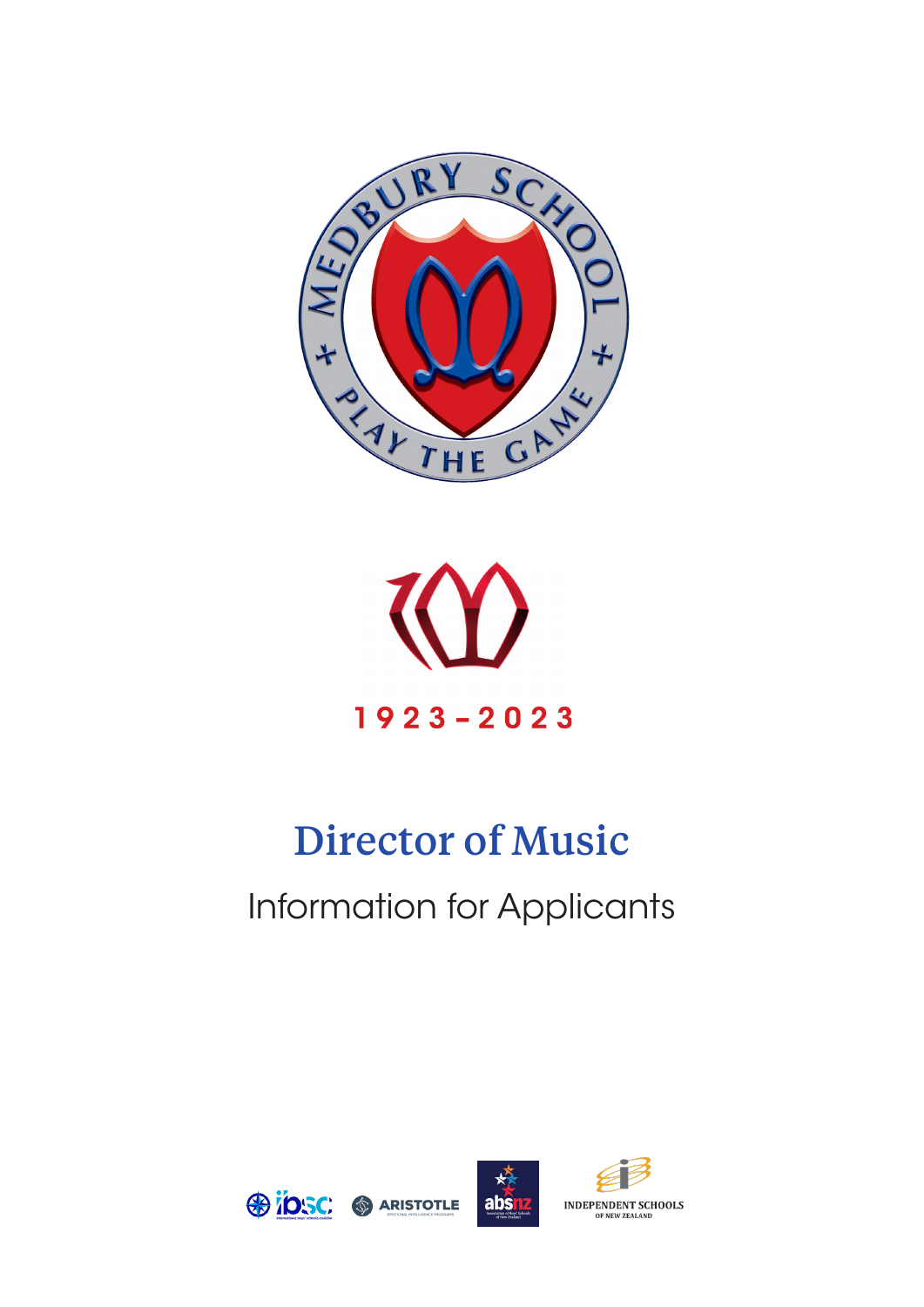MEDBURY SCHOOL

PLAY THE GAME

1923-2023

# Director of Music

## Information for Applicants

ibsc ARISTOTLE absnz INDEPENDENT SCHOOLS OF NEW ZEALAND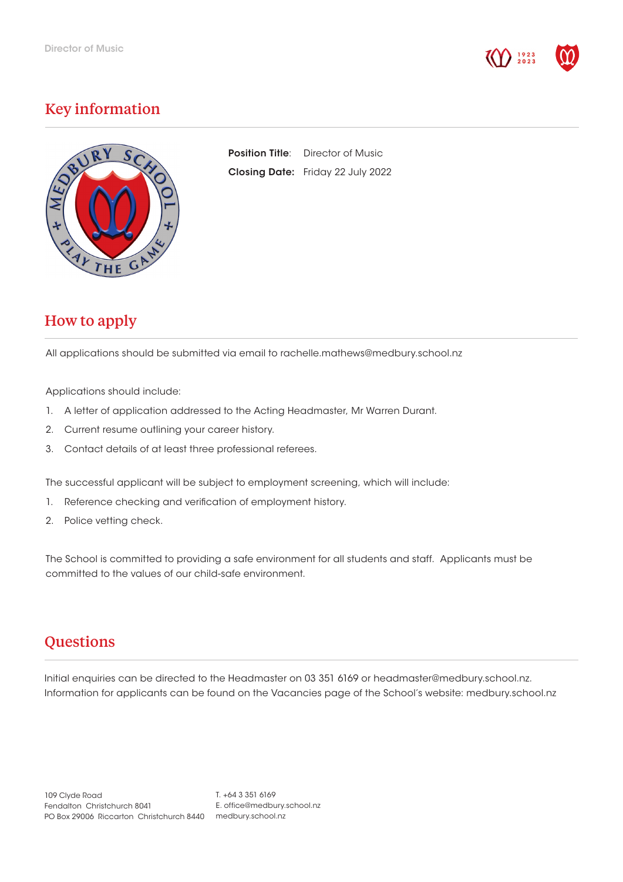## Key information

**Position Title**: Director of Music

**Closing Date:** Friday 22 July 2022

## How to apply

All applications should be submitted via email to rachelle.mathews@medbury.school.nz

Applications should include:

1. A letter of application addressed to the Acting Headmaster, Mr Warren Durant.
2. Current resume outlining your career history.
3. Contact details of at least three professional referees.

The successful applicant will be subject to employment screening, which will include:

1. Reference checking and verification of employment history.
2. Police vetting check.

The School is committed to providing a safe environment for all students and staff. Applicants must be committed to the values of our child-safe environment.

## Questions

Initial enquiries can be directed to the Headmaster on 03 351 6169 or headmaster@medbury.school.nz. Information for applicants can be found on the Vacancies page of the School's website: medbury.school.nz

109 Clyde Road
Fendalton Christchurch 8041
PO Box 29006 Riccarton Christchurch 8440

T. +64 3 351 6169
E. office@medbury.school.nz
medbury.school.nz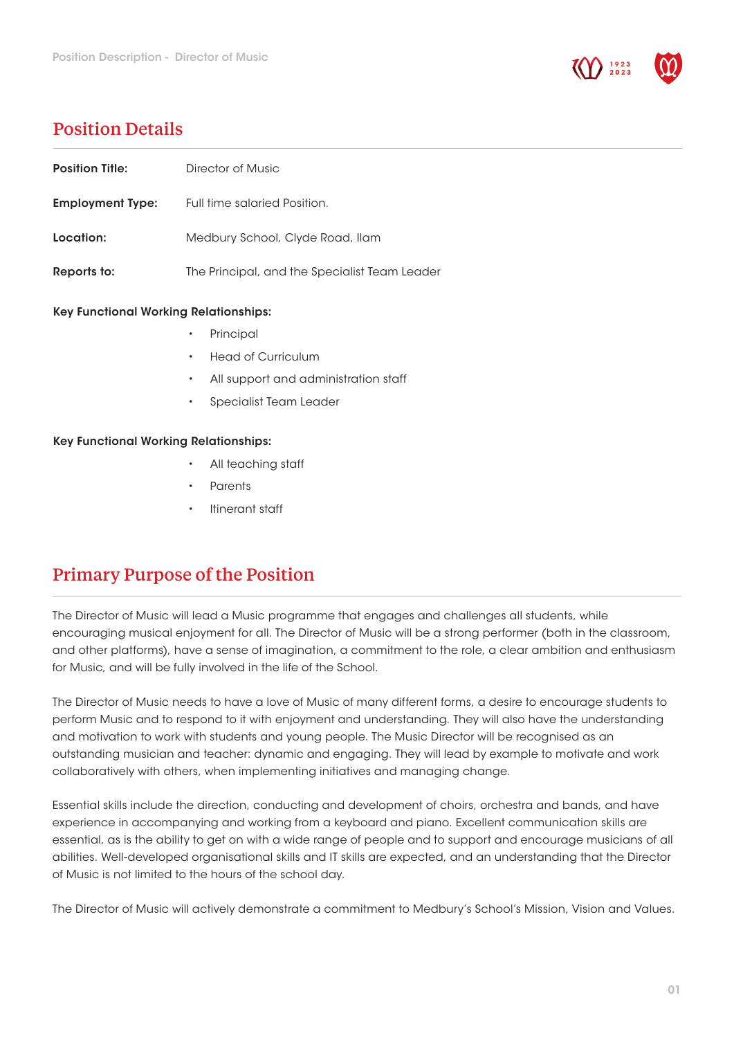## Position Details

**Position Title:** Director of Music

**Employment Type:** Full time salaried Position.

**Location:** Medbury School, Clyde Road, Ilam

**Reports to:** The Principal, and the Specialist Team Leader

**Key Functional Working Relationships:**

- Principal
- Head of Curriculum
- All support and administration staff
- Specialist Team Leader

**Key Functional Working Relationships:**

- All teaching staff
- Parents
- Itinerant staff

## Primary Purpose of the Position

The Director of Music will lead a Music programme that engages and challenges all students, while encouraging musical enjoyment for all. The Director of Music will be a strong performer (both in the classroom, and other platforms), have a sense of imagination, a commitment to the role, a clear ambition and enthusiasm for Music, and will be fully involved in the life of the School.

The Director of Music needs to have a love of Music of many different forms, a desire to encourage students to perform Music and to respond to it with enjoyment and understanding. They will also have the understanding and motivation to work with students and young people. The Music Director will be recognised as an outstanding musician and teacher: dynamic and engaging. They will lead by example to motivate and work collaboratively with others, when implementing initiatives and managing change.

Essential skills include the direction, conducting and development of choirs, orchestra and bands, and have experience in accompanying and working from a keyboard and piano. Excellent communication skills are essential, as is the ability to get on with a wide range of people and to support and encourage musicians of all abilities. Well-developed organisational skills and IT skills are expected, and an understanding that the Director of Music is not limited to the hours of the school day.

The Director of Music will actively demonstrate a commitment to Medbury's School's Mission, Vision and Values.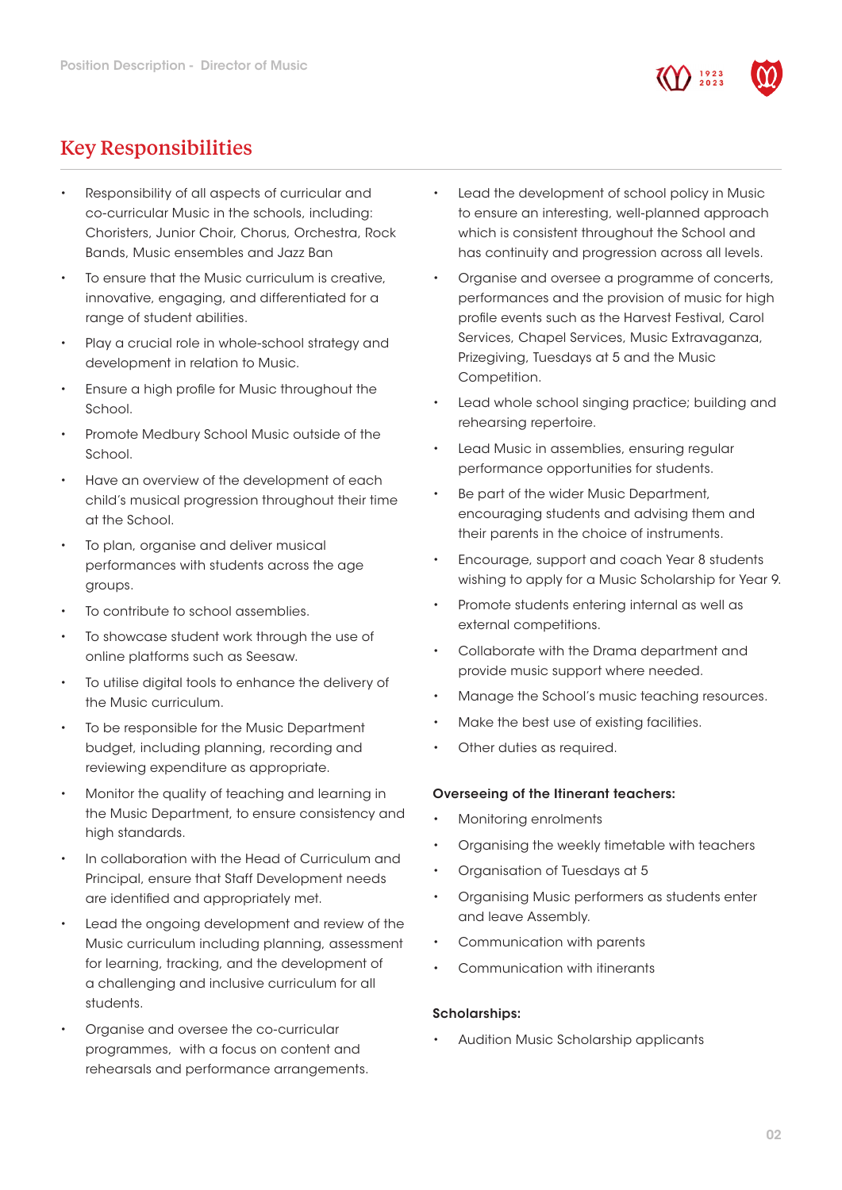## Key Responsibilities

- Responsibility of all aspects of curricular and co-curricular Music in the schools, including: Choristers, Junior Choir, Chorus, Orchestra, Rock Bands, Music ensembles and Jazz Ban
- To ensure that the Music curriculum is creative, innovative, engaging, and differentiated for a range of student abilities.
- Play a crucial role in whole-school strategy and development in relation to Music.
- Ensure a high profile for Music throughout the School.
- Promote Medbury School Music outside of the School.
- Have an overview of the development of each child's musical progression throughout their time at the School.
- To plan, organise and deliver musical performances with students across the age groups.
- To contribute to school assemblies.
- To showcase student work through the use of online platforms such as Seesaw.
- To utilise digital tools to enhance the delivery of the Music curriculum.
- To be responsible for the Music Department budget, including planning, recording and reviewing expenditure as appropriate.
- Monitor the quality of teaching and learning in the Music Department, to ensure consistency and high standards.
- In collaboration with the Head of Curriculum and Principal, ensure that Staff Development needs are identified and appropriately met.
- Lead the ongoing development and review of the Music curriculum including planning, assessment for learning, tracking, and the development of a challenging and inclusive curriculum for all students.
- Organise and oversee the co-curricular programmes, with a focus on content and rehearsals and performance arrangements.
- Lead the development of school policy in Music to ensure an interesting, well-planned approach which is consistent throughout the School and has continuity and progression across all levels.
- Organise and oversee a programme of concerts, performances and the provision of music for high profile events such as the Harvest Festival, Carol Services, Chapel Services, Music Extravaganza, Prizegiving, Tuesdays at 5 and the Music Competition.
- Lead whole school singing practice; building and rehearsing repertoire.
- Lead Music in assemblies, ensuring regular performance opportunities for students.
- Be part of the wider Music Department, encouraging students and advising them and their parents in the choice of instruments.
- Encourage, support and coach Year 8 students wishing to apply for a Music Scholarship for Year 9.
- Promote students entering internal as well as external competitions.
- Collaborate with the Drama department and provide music support where needed.
- Manage the School's music teaching resources.
- Make the best use of existing facilities.
- Other duties as required.

**Overseeing of the Itinerant teachers:**

- Monitoring enrolments
- Organising the weekly timetable with teachers
- Organisation of Tuesdays at 5
- Organising Music performers as students enter and leave Assembly.
- Communication with parents
- Communication with itinerants

**Scholarships:**

- Audition Music Scholarship applicants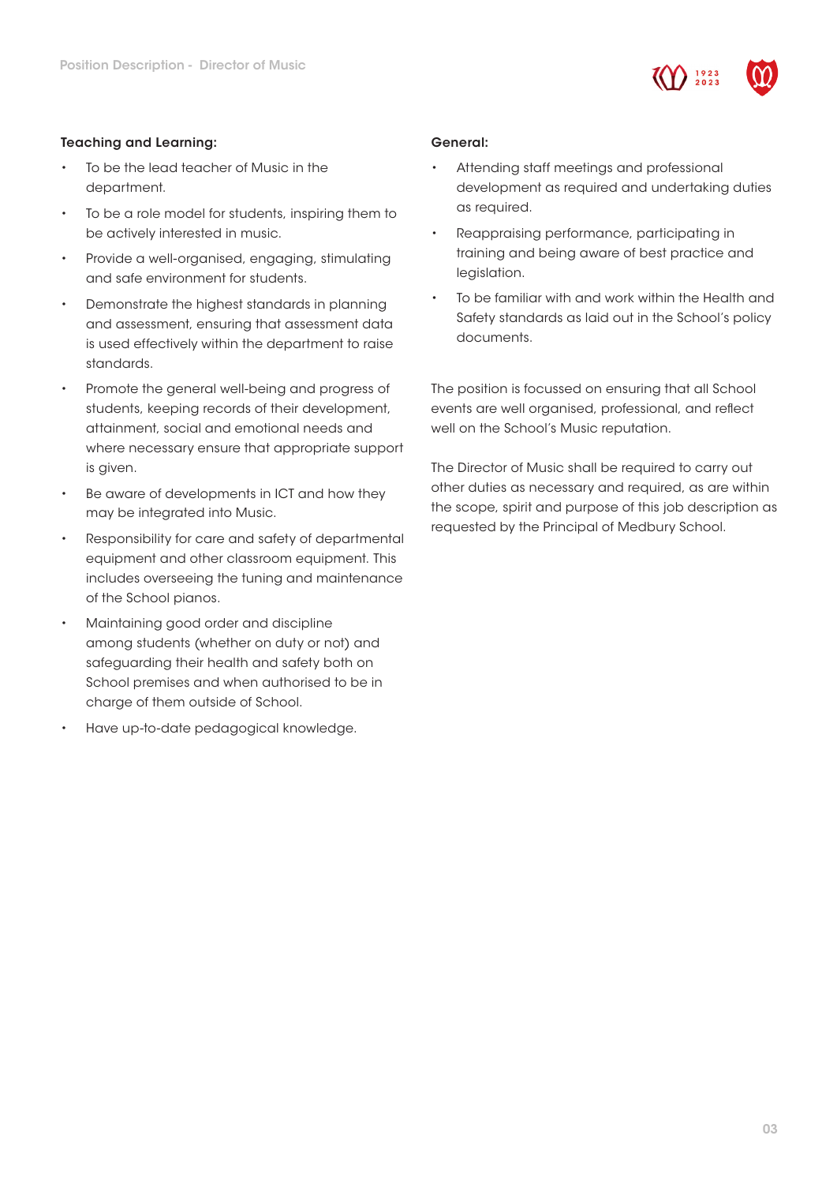**Teaching and Learning:**

- To be the lead teacher of Music in the department.
- To be a role model for students, inspiring them to be actively interested in music.
- Provide a well-organised, engaging, stimulating and safe environment for students.
- Demonstrate the highest standards in planning and assessment, ensuring that assessment data is used effectively within the department to raise standards.
- Promote the general well-being and progress of students, keeping records of their development, attainment, social and emotional needs and where necessary ensure that appropriate support is given.
- Be aware of developments in ICT and how they may be integrated into Music.
- Responsibility for care and safety of departmental equipment and other classroom equipment. This includes overseeing the tuning and maintenance of the School pianos.
- Maintaining good order and discipline among students (whether on duty or not) and safeguarding their health and safety both on School premises and when authorised to be in charge of them outside of School.
- Have up-to-date pedagogical knowledge.

**General:**

- Attending staff meetings and professional development as required and undertaking duties as required.
- Reappraising performance, participating in training and being aware of best practice and legislation.
- To be familiar with and work within the Health and Safety standards as laid out in the School's policy documents.

The position is focussed on ensuring that all School events are well organised, professional, and reflect well on the School's Music reputation.

The Director of Music shall be required to carry out other duties as necessary and required, as are within the scope, spirit and purpose of this job description as requested by the Principal of Medbury School.